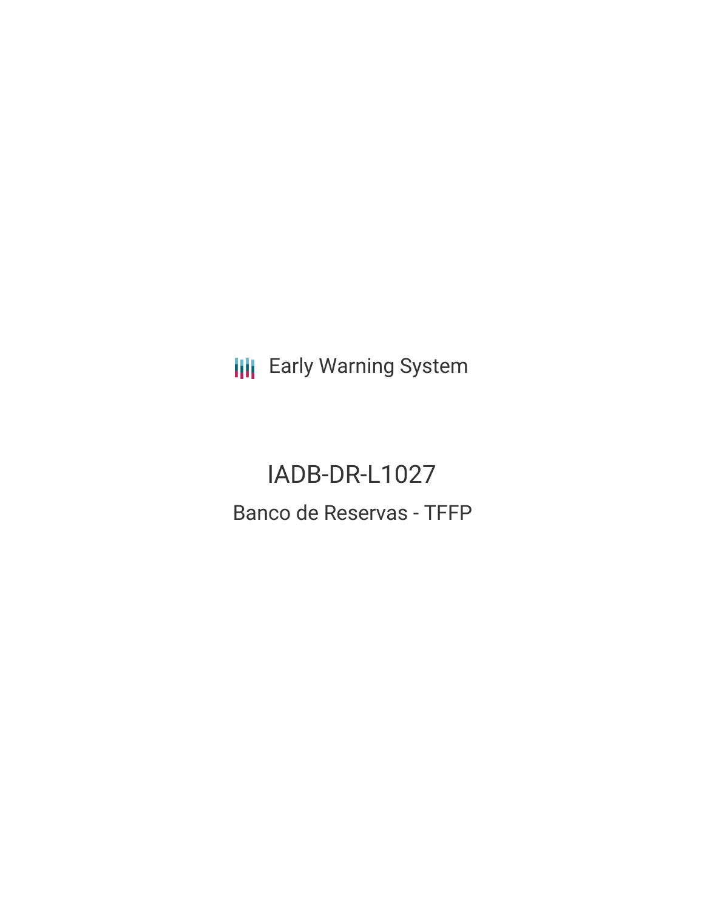Early Warning System

# IADB-DR-L1027

## Banco de Reservas - TFFP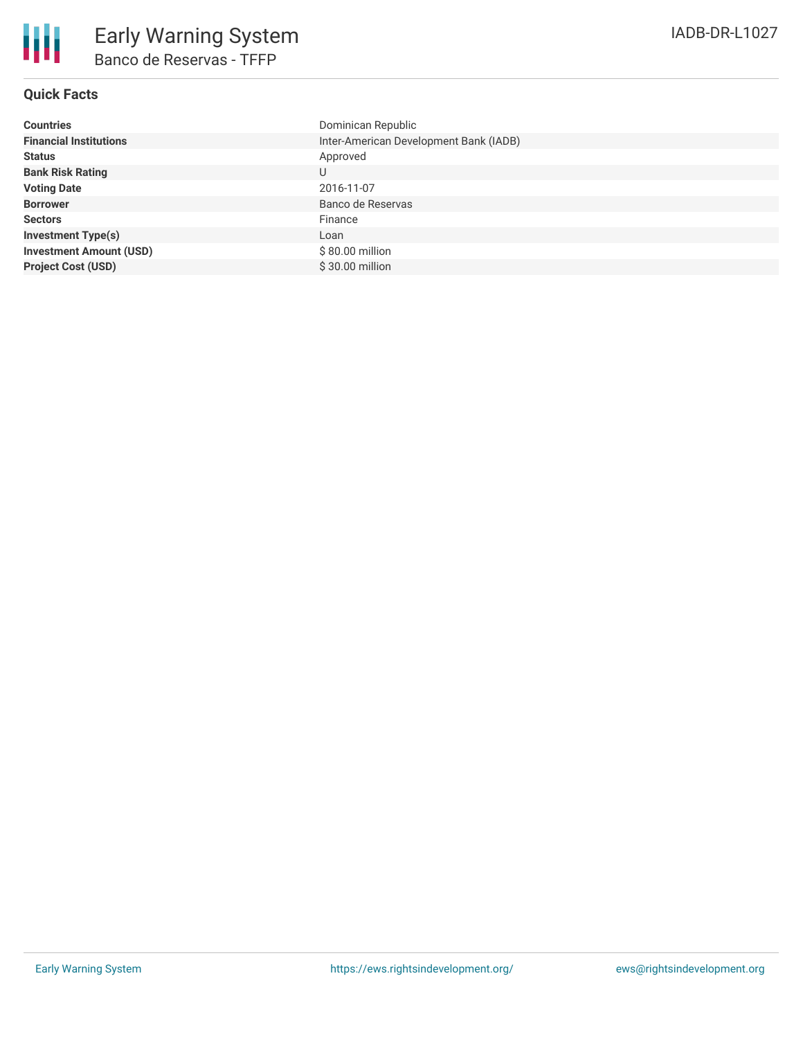# Early Warning System

## Banco de Reservas - TFFP

IADB-DR-L1027

### Quick Facts

| | |
|---|---|
| **Countries** | Dominican Republic |
| **Financial Institutions** | Inter-American Development Bank (IADB) |
| **Status** | Approved |
| **Bank Risk Rating** | U |
| **Voting Date** | 2016-11-07 |
| **Borrower** | Banco de Reservas |
| **Sectors** | Finance |
| **Investment Type(s)** | Loan |
| **Investment Amount (USD)** | $ 80.00 million |
| **Project Cost (USD)** | $ 30.00 million |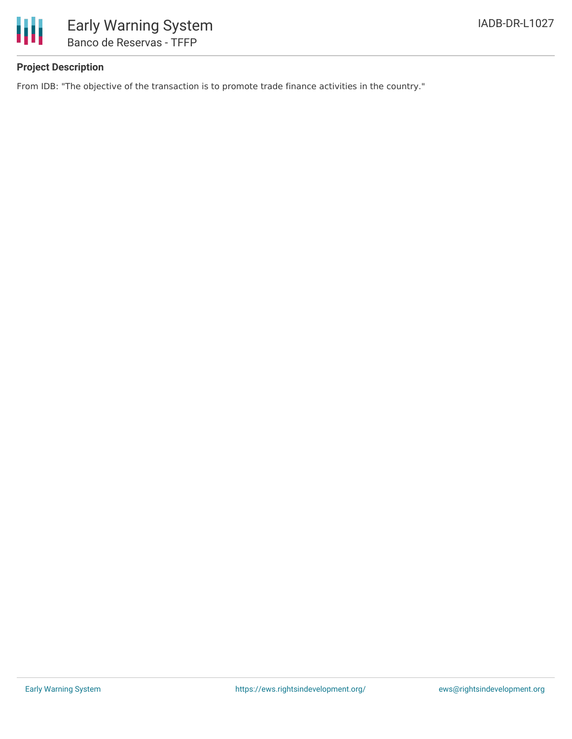**Project Description**

From IDB: "The objective of the transaction is to promote trade finance activities in the country."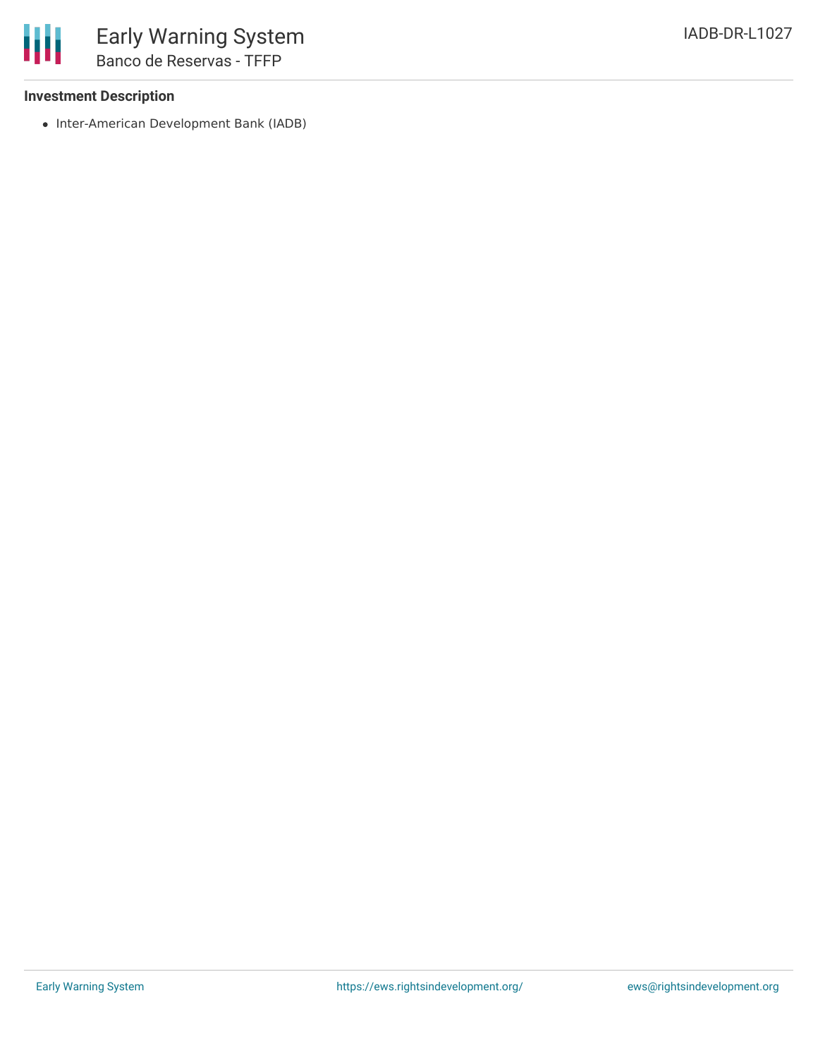**Investment Description**

- Inter-American Development Bank (IADB)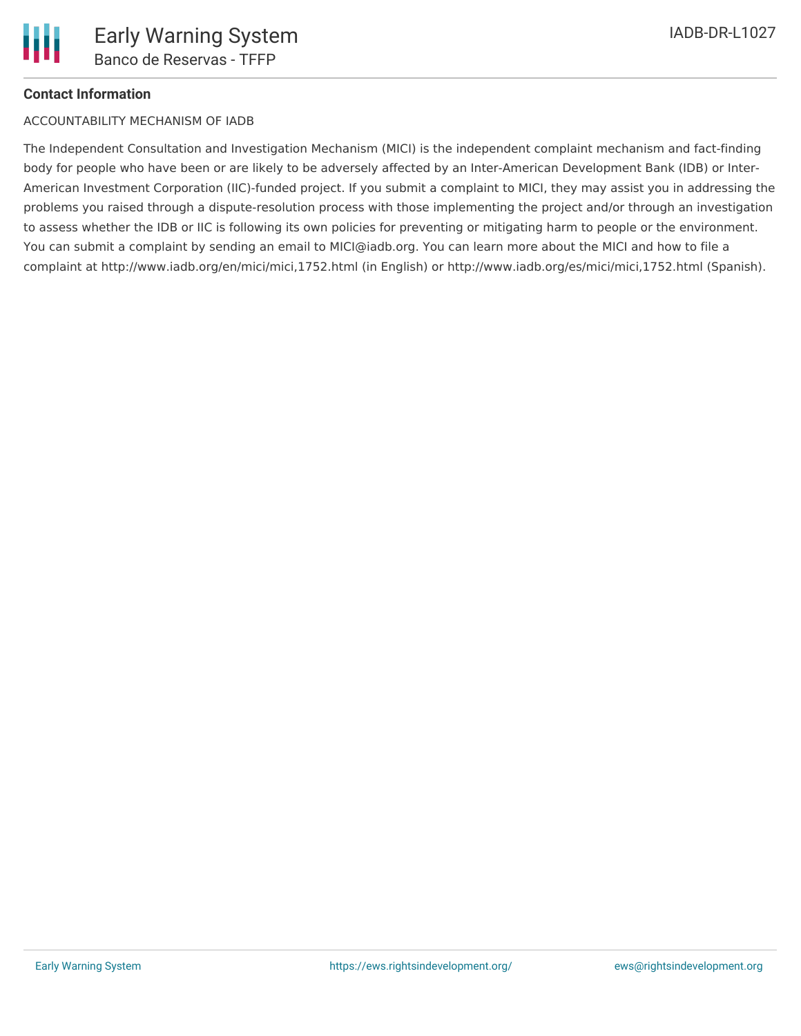**Contact Information**

ACCOUNTABILITY MECHANISM OF IADB

The Independent Consultation and Investigation Mechanism (MICI) is the independent complaint mechanism and fact-finding body for people who have been or are likely to be adversely affected by an Inter-American Development Bank (IDB) or Inter-American Investment Corporation (IIC)-funded project. If you submit a complaint to MICI, they may assist you in addressing the problems you raised through a dispute-resolution process with those implementing the project and/or through an investigation to assess whether the IDB or IIC is following its own policies for preventing or mitigating harm to people or the environment. You can submit a complaint by sending an email to MICI@iadb.org. You can learn more about the MICI and how to file a complaint at http://www.iadb.org/en/mici/mici,1752.html (in English) or http://www.iadb.org/es/mici/mici,1752.html (Spanish).